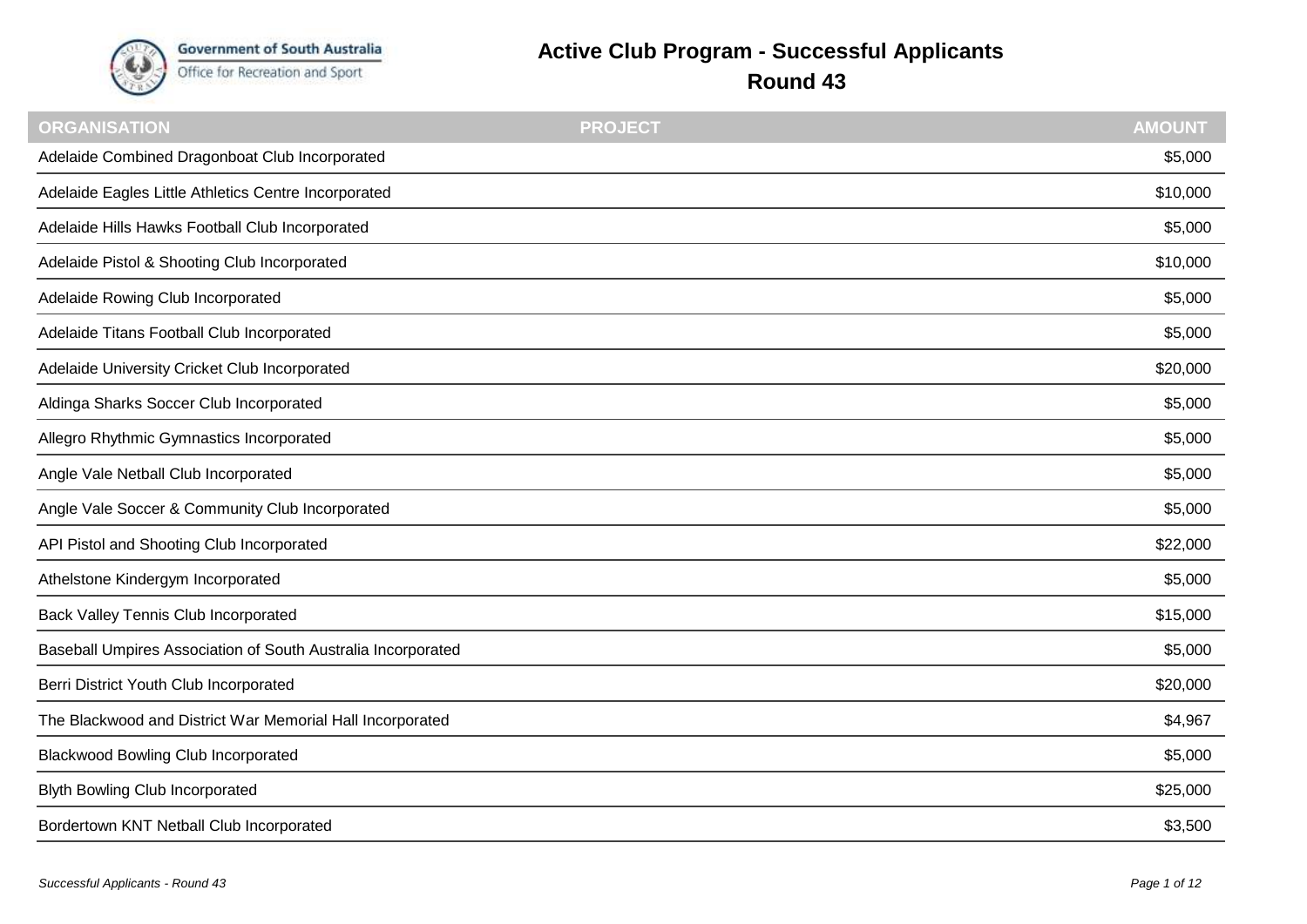Government of South Australia
Office for Recreation and Sport

# Active Club Program - Successful Applicants

## Round 43

| ORGANISATION | PROJECT | AMOUNT |
|---|---|---|
| Adelaide Combined Dragonboat Club Incorporated | | $5,000 |
| Adelaide Eagles Little Athletics Centre Incorporated | | $10,000 |
| Adelaide Hills Hawks Football Club Incorporated | | $5,000 |
| Adelaide Pistol & Shooting Club Incorporated | | $10,000 |
| Adelaide Rowing Club Incorporated | | $5,000 |
| Adelaide Titans Football Club Incorporated | | $5,000 |
| Adelaide University Cricket Club Incorporated | | $20,000 |
| Aldinga Sharks Soccer Club Incorporated | | $5,000 |
| Allegro Rhythmic Gymnastics Incorporated | | $5,000 |
| Angle Vale Netball Club Incorporated | | $5,000 |
| Angle Vale Soccer & Community Club Incorporated | | $5,000 |
| API Pistol and Shooting Club Incorporated | | $22,000 |
| Athelstone Kindergym Incorporated | | $5,000 |
| Back Valley Tennis Club Incorporated | | $15,000 |
| Baseball Umpires Association of South Australia Incorporated | | $5,000 |
| Berri District Youth Club Incorporated | | $20,000 |
| The Blackwood and District War Memorial Hall Incorporated | | $4,967 |
| Blackwood Bowling Club Incorporated | | $5,000 |
| Blyth Bowling Club Incorporated | | $25,000 |
| Bordertown KNT Netball Club Incorporated | | $3,500 |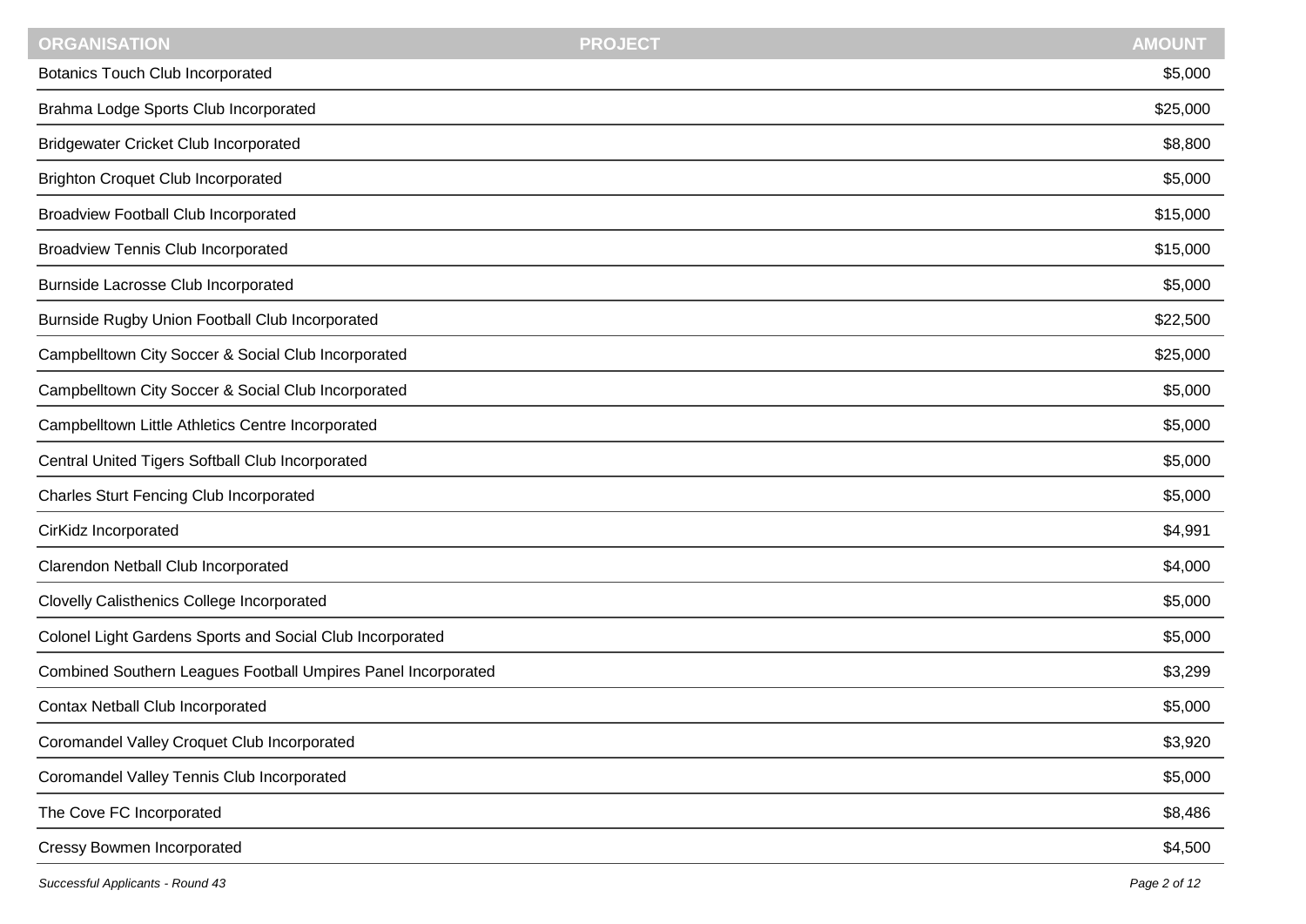| ORGANISATION | PROJECT | AMOUNT |
| --- | --- | --- |
| Botanics Touch Club Incorporated | | $5,000 |
| Brahma Lodge Sports Club Incorporated | | $25,000 |
| Bridgewater Cricket Club Incorporated | | $8,800 |
| Brighton Croquet Club Incorporated | | $5,000 |
| Broadview Football Club Incorporated | | $15,000 |
| Broadview Tennis Club Incorporated | | $15,000 |
| Burnside Lacrosse Club Incorporated | | $5,000 |
| Burnside Rugby Union Football Club Incorporated | | $22,500 |
| Campbelltown City Soccer & Social Club Incorporated | | $25,000 |
| Campbelltown City Soccer & Social Club Incorporated | | $5,000 |
| Campbelltown Little Athletics Centre Incorporated | | $5,000 |
| Central United Tigers Softball Club Incorporated | | $5,000 |
| Charles Sturt Fencing Club Incorporated | | $5,000 |
| CirKidz Incorporated | | $4,991 |
| Clarendon Netball Club Incorporated | | $4,000 |
| Clovelly Calisthenics College Incorporated | | $5,000 |
| Colonel Light Gardens Sports and Social Club Incorporated | | $5,000 |
| Combined Southern Leagues Football Umpires Panel Incorporated | | $3,299 |
| Contax Netball Club Incorporated | | $5,000 |
| Coromandel Valley Croquet Club Incorporated | | $3,920 |
| Coromandel Valley Tennis Club Incorporated | | $5,000 |
| The Cove FC Incorporated | | $8,486 |
| Cressy Bowmen Incorporated | | $4,500 |

*Successful Applicants - Round 43*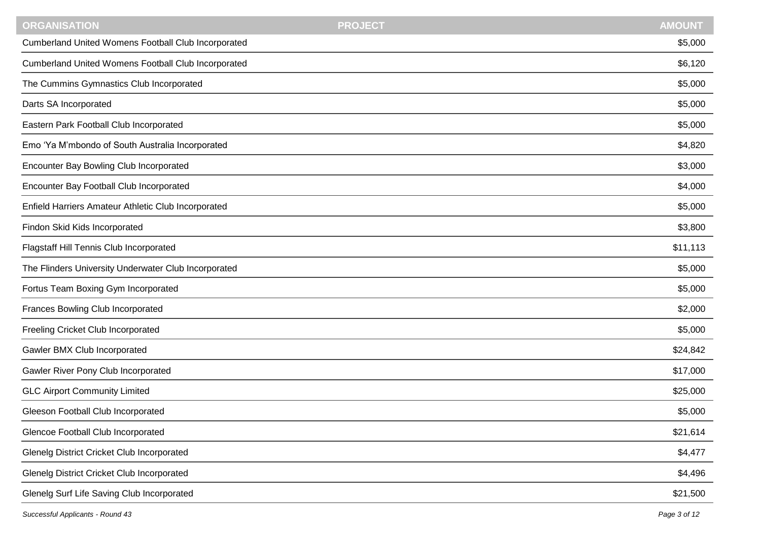| ORGANISATION | PROJECT | AMOUNT |
| --- | --- | --- |
| Cumberland United Womens Football Club Incorporated | | $5,000 |
| Cumberland United Womens Football Club Incorporated | | $6,120 |
| The Cummins Gymnastics Club Incorporated | | $5,000 |
| Darts SA Incorporated | | $5,000 |
| Eastern Park Football Club Incorporated | | $5,000 |
| Emo 'Ya M'mbondo of South Australia Incorporated | | $4,820 |
| Encounter Bay Bowling Club Incorporated | | $3,000 |
| Encounter Bay Football Club Incorporated | | $4,000 |
| Enfield Harriers Amateur Athletic Club Incorporated | | $5,000 |
| Findon Skid Kids Incorporated | | $3,800 |
| Flagstaff Hill Tennis Club Incorporated | | $11,113 |
| The Flinders University Underwater Club Incorporated | | $5,000 |
| Fortus Team Boxing Gym Incorporated | | $5,000 |
| Frances Bowling Club Incorporated | | $2,000 |
| Freeling Cricket Club Incorporated | | $5,000 |
| Gawler BMX Club Incorporated | | $24,842 |
| Gawler River Pony Club Incorporated | | $17,000 |
| GLC Airport Community Limited | | $25,000 |
| Gleeson Football Club Incorporated | | $5,000 |
| Glencoe Football Club Incorporated | | $21,614 |
| Glenelg District Cricket Club Incorporated | | $4,477 |
| Glenelg District Cricket Club Incorporated | | $4,496 |
| Glenelg Surf Life Saving Club Incorporated | | $21,500 |

*Successful Applicants - Round 43*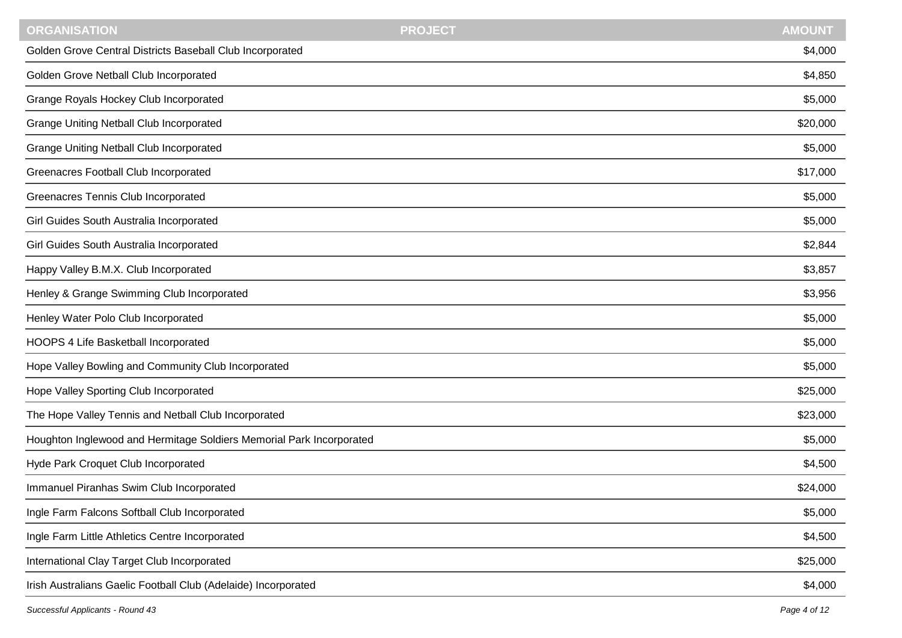| ORGANISATION | PROJECT | AMOUNT |
| --- | --- | --- |
| Golden Grove Central Districts Baseball Club Incorporated | | $4,000 |
| Golden Grove Netball Club Incorporated | | $4,850 |
| Grange Royals Hockey Club Incorporated | | $5,000 |
| Grange Uniting Netball Club Incorporated | | $20,000 |
| Grange Uniting Netball Club Incorporated | | $5,000 |
| Greenacres Football Club Incorporated | | $17,000 |
| Greenacres Tennis Club Incorporated | | $5,000 |
| Girl Guides South Australia Incorporated | | $5,000 |
| Girl Guides South Australia Incorporated | | $2,844 |
| Happy Valley B.M.X. Club Incorporated | | $3,857 |
| Henley & Grange Swimming Club Incorporated | | $3,956 |
| Henley Water Polo Club Incorporated | | $5,000 |
| HOOPS 4 Life Basketball Incorporated | | $5,000 |
| Hope Valley Bowling and Community Club Incorporated | | $5,000 |
| Hope Valley Sporting Club Incorporated | | $25,000 |
| The Hope Valley Tennis and Netball Club Incorporated | | $23,000 |
| Houghton Inglewood and Hermitage Soldiers Memorial Park Incorporated | | $5,000 |
| Hyde Park Croquet Club Incorporated | | $4,500 |
| Immanuel Piranhas Swim Club Incorporated | | $24,000 |
| Ingle Farm Falcons Softball Club Incorporated | | $5,000 |
| Ingle Farm Little Athletics Centre Incorporated | | $4,500 |
| International Clay Target Club Incorporated | | $25,000 |
| Irish Australians Gaelic Football Club (Adelaide) Incorporated | | $4,000 |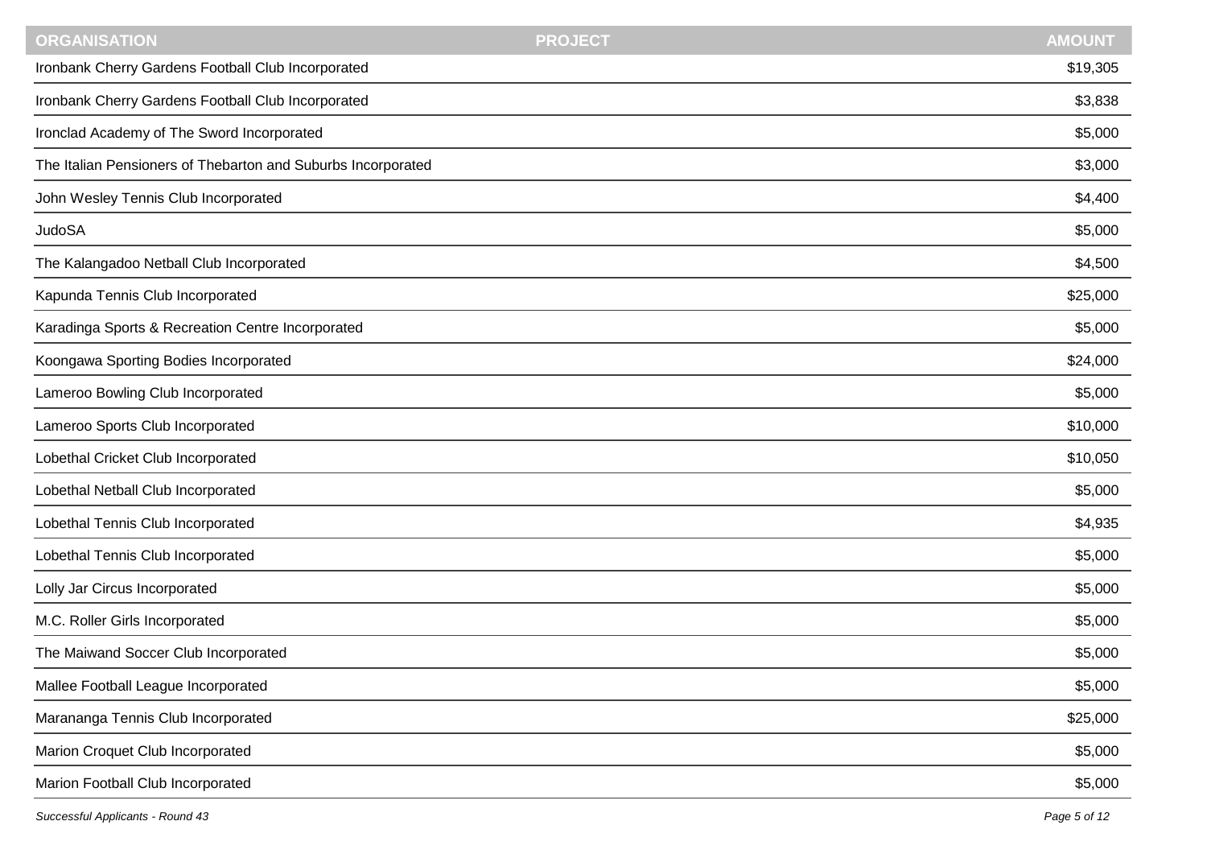| ORGANISATION | PROJECT | AMOUNT |
| --- | --- | --- |
| Ironbank Cherry Gardens Football Club Incorporated | | $19,305 |
| Ironbank Cherry Gardens Football Club Incorporated | | $3,838 |
| Ironclad Academy of The Sword Incorporated | | $5,000 |
| The Italian Pensioners of Thebarton and Suburbs Incorporated | | $3,000 |
| John Wesley Tennis Club Incorporated | | $4,400 |
| JudoSA | | $5,000 |
| The Kalangadoo Netball Club Incorporated | | $4,500 |
| Kapunda Tennis Club Incorporated | | $25,000 |
| Karadinga Sports & Recreation Centre Incorporated | | $5,000 |
| Koongawa Sporting Bodies Incorporated | | $24,000 |
| Lameroo Bowling Club Incorporated | | $5,000 |
| Lameroo Sports Club Incorporated | | $10,000 |
| Lobethal Cricket Club Incorporated | | $10,050 |
| Lobethal Netball Club Incorporated | | $5,000 |
| Lobethal Tennis Club Incorporated | | $4,935 |
| Lobethal Tennis Club Incorporated | | $5,000 |
| Lolly Jar Circus Incorporated | | $5,000 |
| M.C. Roller Girls Incorporated | | $5,000 |
| The Maiwand Soccer Club Incorporated | | $5,000 |
| Mallee Football League Incorporated | | $5,000 |
| Marananga Tennis Club Incorporated | | $25,000 |
| Marion Croquet Club Incorporated | | $5,000 |
| Marion Football Club Incorporated | | $5,000 |

*Successful Applicants - Round 43*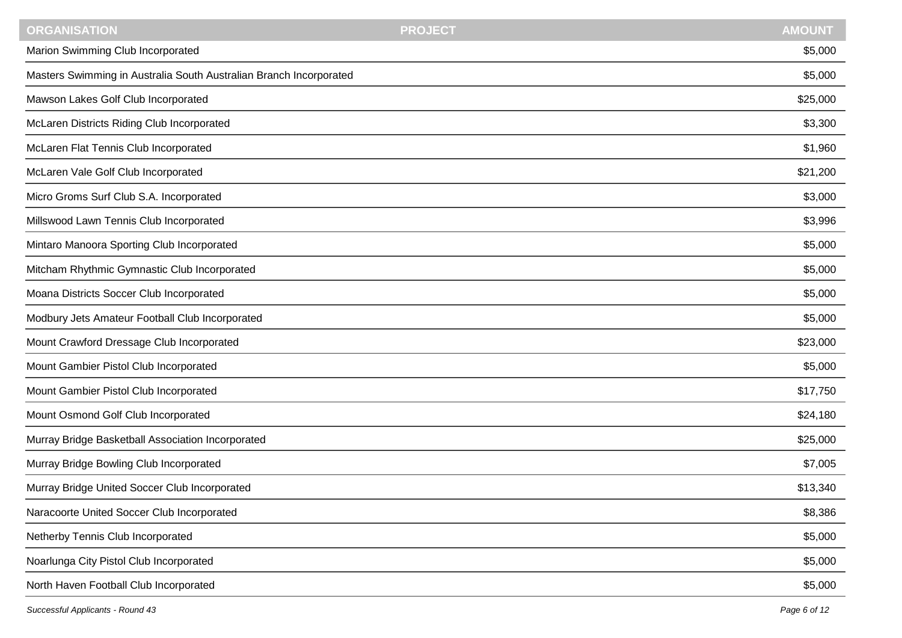| ORGANISATION | PROJECT | AMOUNT |
| --- | --- | --- |
| Marion Swimming Club Incorporated | | $5,000 |
| Masters Swimming in Australia South Australian Branch Incorporated | | $5,000 |
| Mawson Lakes Golf Club Incorporated | | $25,000 |
| McLaren Districts Riding Club Incorporated | | $3,300 |
| McLaren Flat Tennis Club Incorporated | | $1,960 |
| McLaren Vale Golf Club Incorporated | | $21,200 |
| Micro Groms Surf Club S.A. Incorporated | | $3,000 |
| Millswood Lawn Tennis Club Incorporated | | $3,996 |
| Mintaro Manoora Sporting Club Incorporated | | $5,000 |
| Mitcham Rhythmic Gymnastic Club Incorporated | | $5,000 |
| Moana Districts Soccer Club Incorporated | | $5,000 |
| Modbury Jets Amateur Football Club Incorporated | | $5,000 |
| Mount Crawford Dressage Club Incorporated | | $23,000 |
| Mount Gambier Pistol Club Incorporated | | $5,000 |
| Mount Gambier Pistol Club Incorporated | | $17,750 |
| Mount Osmond Golf Club Incorporated | | $24,180 |
| Murray Bridge Basketball Association Incorporated | | $25,000 |
| Murray Bridge Bowling Club Incorporated | | $7,005 |
| Murray Bridge United Soccer Club Incorporated | | $13,340 |
| Naracoorte United Soccer Club Incorporated | | $8,386 |
| Netherby Tennis Club Incorporated | | $5,000 |
| Noarlunga City Pistol Club Incorporated | | $5,000 |
| North Haven Football Club Incorporated | | $5,000 |

*Successful Applicants - Round 43*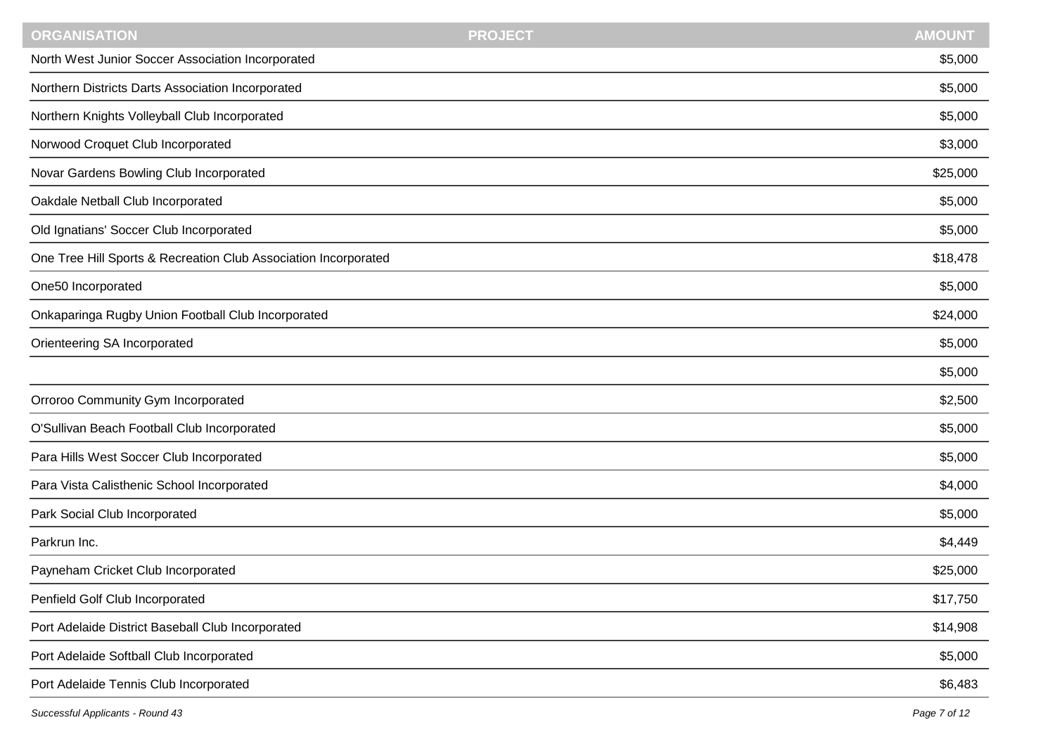| ORGANISATION | PROJECT | AMOUNT |
|---|---|---|
| North West Junior Soccer Association Incorporated | | $5,000 |
| Northern Districts Darts Association Incorporated | | $5,000 |
| Northern Knights Volleyball Club Incorporated | | $5,000 |
| Norwood Croquet Club Incorporated | | $3,000 |
| Novar Gardens Bowling Club Incorporated | | $25,000 |
| Oakdale Netball Club Incorporated | | $5,000 |
| Old Ignatians' Soccer Club Incorporated | | $5,000 |
| One Tree Hill Sports & Recreation Club Association Incorporated | | $18,478 |
| One50 Incorporated | | $5,000 |
| Onkaparinga Rugby Union Football Club Incorporated | | $24,000 |
| Orienteering SA Incorporated | | $5,000 |
| | | $5,000 |
| Orroroo Community Gym Incorporated | | $2,500 |
| O'Sullivan Beach Football Club Incorporated | | $5,000 |
| Para Hills West Soccer Club Incorporated | | $5,000 |
| Para Vista Calisthenic School Incorporated | | $4,000 |
| Park Social Club Incorporated | | $5,000 |
| Parkrun Inc. | | $4,449 |
| Payneham Cricket Club Incorporated | | $25,000 |
| Penfield Golf Club Incorporated | | $17,750 |
| Port Adelaide District Baseball Club Incorporated | | $14,908 |
| Port Adelaide Softball Club Incorporated | | $5,000 |
| Port Adelaide Tennis Club Incorporated | | $6,483 |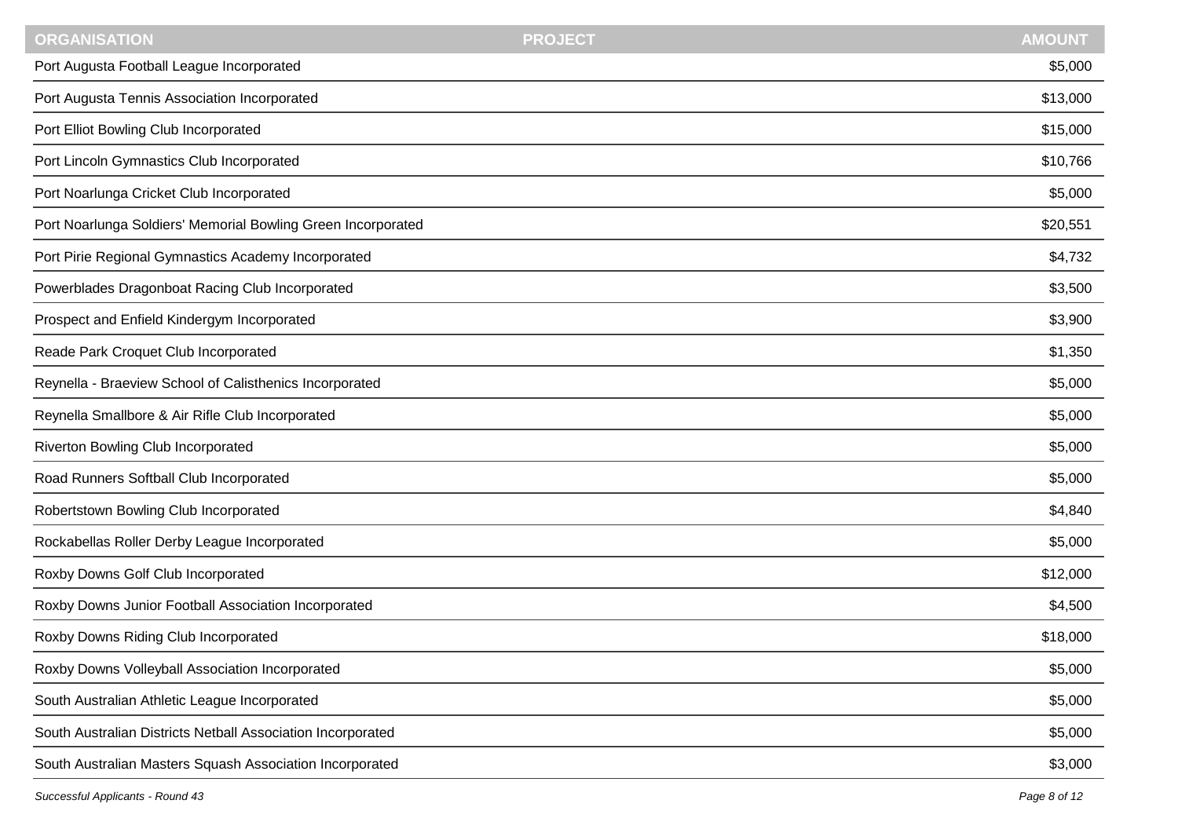| ORGANISATION | PROJECT | AMOUNT |
| --- | --- | --- |
| Port Augusta Football League Incorporated | | $5,000 |
| Port Augusta Tennis Association Incorporated | | $13,000 |
| Port Elliot Bowling Club Incorporated | | $15,000 |
| Port Lincoln Gymnastics Club Incorporated | | $10,766 |
| Port Noarlunga Cricket Club Incorporated | | $5,000 |
| Port Noarlunga Soldiers' Memorial Bowling Green Incorporated | | $20,551 |
| Port Pirie Regional Gymnastics Academy Incorporated | | $4,732 |
| Powerblades Dragonboat Racing Club Incorporated | | $3,500 |
| Prospect and Enfield Kindergym Incorporated | | $3,900 |
| Reade Park Croquet Club Incorporated | | $1,350 |
| Reynella - Braeview School of Calisthenics Incorporated | | $5,000 |
| Reynella Smallbore & Air Rifle Club Incorporated | | $5,000 |
| Riverton Bowling Club Incorporated | | $5,000 |
| Road Runners Softball Club Incorporated | | $5,000 |
| Robertstown Bowling Club Incorporated | | $4,840 |
| Rockabellas Roller Derby League Incorporated | | $5,000 |
| Roxby Downs Golf Club Incorporated | | $12,000 |
| Roxby Downs Junior Football Association Incorporated | | $4,500 |
| Roxby Downs Riding Club Incorporated | | $18,000 |
| Roxby Downs Volleyball Association Incorporated | | $5,000 |
| South Australian Athletic League Incorporated | | $5,000 |
| South Australian Districts Netball Association Incorporated | | $5,000 |
| South Australian Masters Squash Association Incorporated | | $3,000 |

*Successful Applicants - Round 43*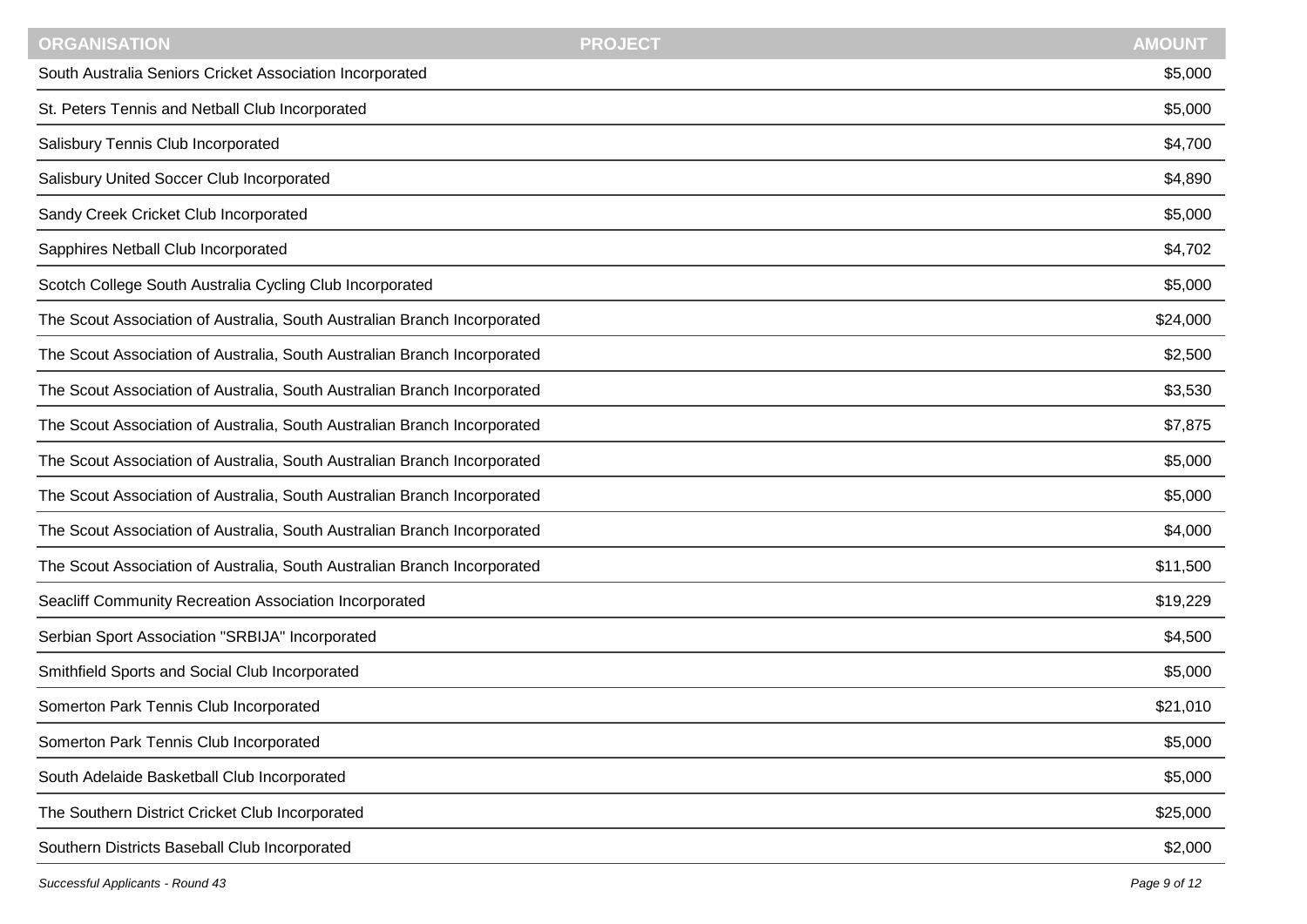| ORGANISATION | PROJECT | AMOUNT |
| --- | --- | --- |
| South Australia Seniors Cricket Association Incorporated | | $5,000 |
| St. Peters Tennis and Netball Club Incorporated | | $5,000 |
| Salisbury Tennis Club Incorporated | | $4,700 |
| Salisbury United Soccer Club Incorporated | | $4,890 |
| Sandy Creek Cricket Club Incorporated | | $5,000 |
| Sapphires Netball Club Incorporated | | $4,702 |
| Scotch College South Australia Cycling Club Incorporated | | $5,000 |
| The Scout Association of Australia, South Australian Branch Incorporated | | $24,000 |
| The Scout Association of Australia, South Australian Branch Incorporated | | $2,500 |
| The Scout Association of Australia, South Australian Branch Incorporated | | $3,530 |
| The Scout Association of Australia, South Australian Branch Incorporated | | $7,875 |
| The Scout Association of Australia, South Australian Branch Incorporated | | $5,000 |
| The Scout Association of Australia, South Australian Branch Incorporated | | $5,000 |
| The Scout Association of Australia, South Australian Branch Incorporated | | $4,000 |
| The Scout Association of Australia, South Australian Branch Incorporated | | $11,500 |
| Seacliff Community Recreation Association Incorporated | | $19,229 |
| Serbian Sport Association "SRBIJA" Incorporated | | $4,500 |
| Smithfield Sports and Social Club Incorporated | | $5,000 |
| Somerton Park Tennis Club Incorporated | | $21,010 |
| Somerton Park Tennis Club Incorporated | | $5,000 |
| South Adelaide Basketball Club Incorporated | | $5,000 |
| The Southern District Cricket Club Incorporated | | $25,000 |
| Southern Districts Baseball Club Incorporated | | $2,000 |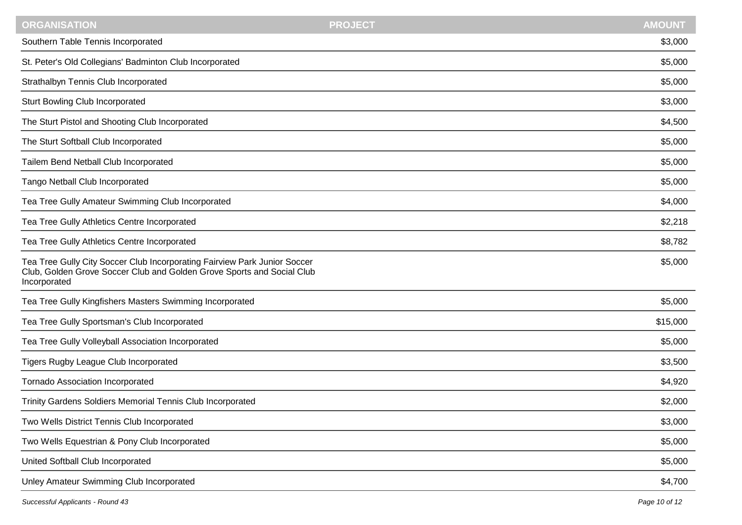| ORGANISATION | PROJECT | AMOUNT |
| --- | --- | --- |
| Southern Table Tennis Incorporated | | $3,000 |
| St. Peter's Old Collegians' Badminton Club Incorporated | | $5,000 |
| Strathalbyn Tennis Club Incorporated | | $5,000 |
| Sturt Bowling Club Incorporated | | $3,000 |
| The Sturt Pistol and Shooting Club Incorporated | | $4,500 |
| The Sturt Softball Club Incorporated | | $5,000 |
| Tailem Bend Netball Club Incorporated | | $5,000 |
| Tango Netball Club Incorporated | | $5,000 |
| Tea Tree Gully Amateur Swimming Club Incorporated | | $4,000 |
| Tea Tree Gully Athletics Centre Incorporated | | $2,218 |
| Tea Tree Gully Athletics Centre Incorporated | | $8,782 |
| Tea Tree Gully City Soccer Club Incorporating Fairview Park Junior Soccer Club, Golden Grove Soccer Club and Golden Grove Sports and Social Club Incorporated | | $5,000 |
| Tea Tree Gully Kingfishers Masters Swimming Incorporated | | $5,000 |
| Tea Tree Gully Sportsman's Club Incorporated | | $15,000 |
| Tea Tree Gully Volleyball Association Incorporated | | $5,000 |
| Tigers Rugby League Club Incorporated | | $3,500 |
| Tornado Association Incorporated | | $4,920 |
| Trinity Gardens Soldiers Memorial Tennis Club Incorporated | | $2,000 |
| Two Wells District Tennis Club Incorporated | | $3,000 |
| Two Wells Equestrian & Pony Club Incorporated | | $5,000 |
| United Softball Club Incorporated | | $5,000 |
| Unley Amateur Swimming Club Incorporated | | $4,700 |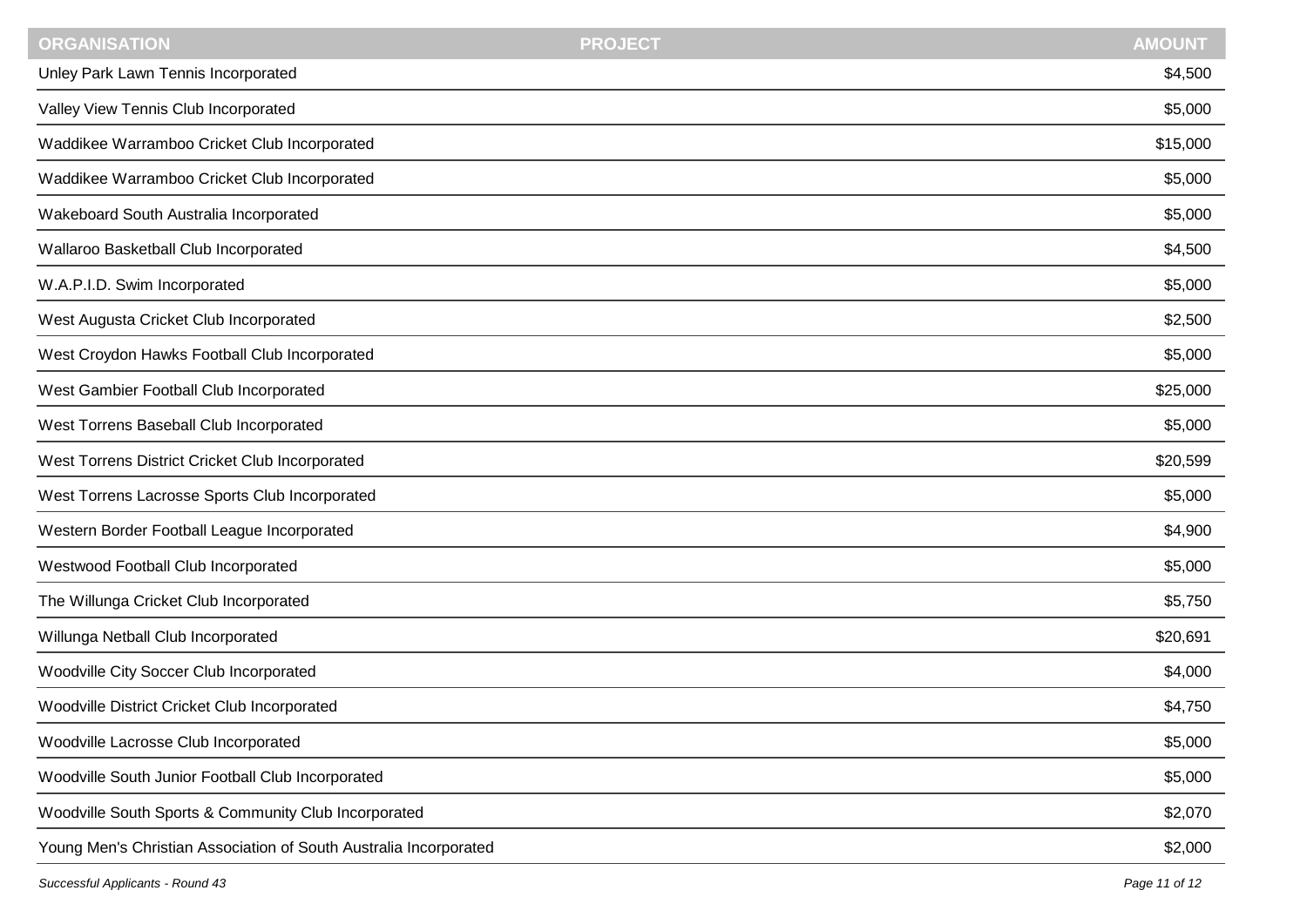| ORGANISATION | PROJECT | AMOUNT |
| --- | --- | --- |
| Unley Park Lawn Tennis Incorporated | | $4,500 |
| Valley View Tennis Club Incorporated | | $5,000 |
| Waddikee Warramboo Cricket Club Incorporated | | $15,000 |
| Waddikee Warramboo Cricket Club Incorporated | | $5,000 |
| Wakeboard South Australia Incorporated | | $5,000 |
| Wallaroo Basketball Club Incorporated | | $4,500 |
| W.A.P.I.D. Swim Incorporated | | $5,000 |
| West Augusta Cricket Club Incorporated | | $2,500 |
| West Croydon Hawks Football Club Incorporated | | $5,000 |
| West Gambier Football Club Incorporated | | $25,000 |
| West Torrens Baseball Club Incorporated | | $5,000 |
| West Torrens District Cricket Club Incorporated | | $20,599 |
| West Torrens Lacrosse Sports Club Incorporated | | $5,000 |
| Western Border Football League Incorporated | | $4,900 |
| Westwood Football Club Incorporated | | $5,000 |
| The Willunga Cricket Club Incorporated | | $5,750 |
| Willunga Netball Club Incorporated | | $20,691 |
| Woodville City Soccer Club Incorporated | | $4,000 |
| Woodville District Cricket Club Incorporated | | $4,750 |
| Woodville Lacrosse Club Incorporated | | $5,000 |
| Woodville South Junior Football Club Incorporated | | $5,000 |
| Woodville South Sports & Community Club Incorporated | | $2,070 |
| Young Men's Christian Association of South Australia Incorporated | | $2,000 |

*Successful Applicants - Round 43*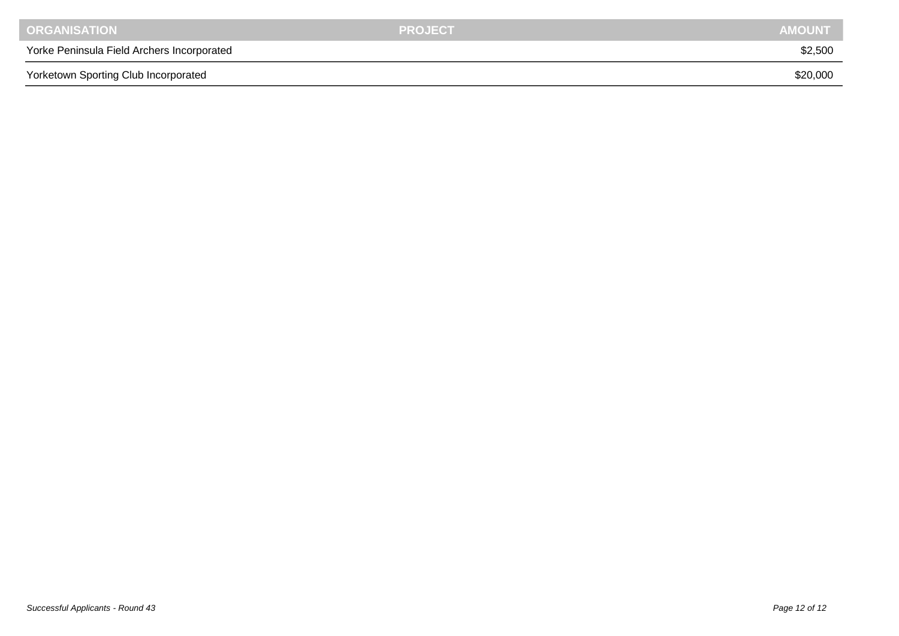| ORGANISATION | PROJECT | AMOUNT |
| --- | --- | --- |
| Yorke Peninsula Field Archers Incorporated | | $2,500 |
| Yorketown Sporting Club Incorporated | | $20,000 |